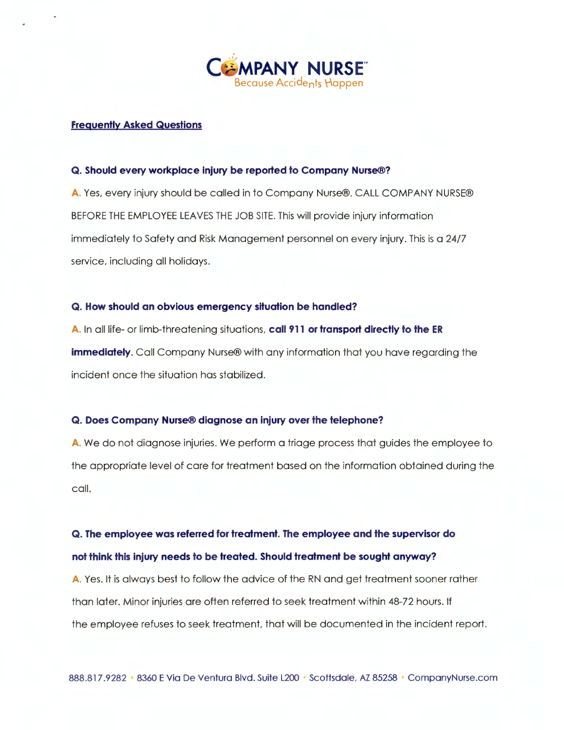# COMPANY NURSE™
Because Accidents Happen

## Frequently Asked Questions

**Q. Should every workplace injury be reported to Company Nurse®?**

A. Yes, every injury should be called in to Company Nurse®. CALL COMPANY NURSE® BEFORE THE EMPLOYEE LEAVES THE JOB SITE. This will provide injury information immediately to Safety and Risk Management personnel on every injury. This is a 24/7 service, including all holidays.

**Q. How should an obvious emergency situation be handled?**

A. In all life- or limb-threatening situations, **call 911 or transport directly to the ER immediately**. Call Company Nurse® with any information that you have regarding the incident once the situation has stabilized.

**Q. Does Company Nurse® diagnose an injury over the telephone?**

A. We do not diagnose injuries. We perform a triage process that guides the employee to the appropriate level of care for treatment based on the information obtained during the call.

**Q. The employee was referred for treatment. The employee and the supervisor do not think this injury needs to be treated. Should treatment be sought anyway?**

A. Yes. It is always best to follow the advice of the RN and get treatment sooner rather than later. Minor injuries are often referred to seek treatment within 48-72 hours. If the employee refuses to seek treatment, that will be documented in the incident report.

888.817.9282 • 8360 E Via De Ventura Blvd. Suite L200 • Scottsdale, AZ 85258 • CompanyNurse.com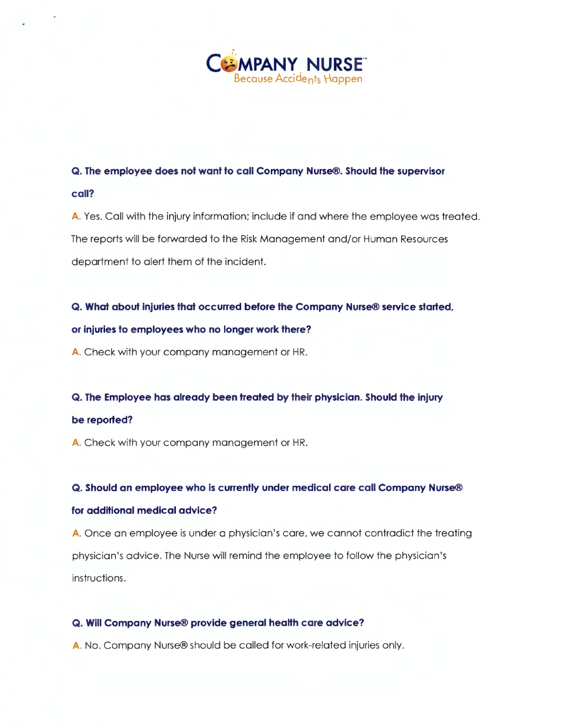**Q. The employee does not want to call Company Nurse®. Should the supervisor call?**

A. Yes. Call with the injury information; include if and where the employee was treated. The reports will be forwarded to the Risk Management and/or Human Resources department to alert them of the incident.

**Q. What about injuries that occurred before the Company Nurse® service started, or injuries to employees who no longer work there?**

A. Check with your company management or HR.

**Q. The Employee has already been treated by their physician. Should the injury be reported?**

A. Check with your company management or HR.

**Q. Should an employee who is currently under medical care call Company Nurse® for additional medical advice?**

A. Once an employee is under a physician's care, we cannot contradict the treating physician's advice. The Nurse will remind the employee to follow the physician's instructions.

**Q. Will Company Nurse® provide general health care advice?**

A. No. Company Nurse® should be called for work-related injuries only.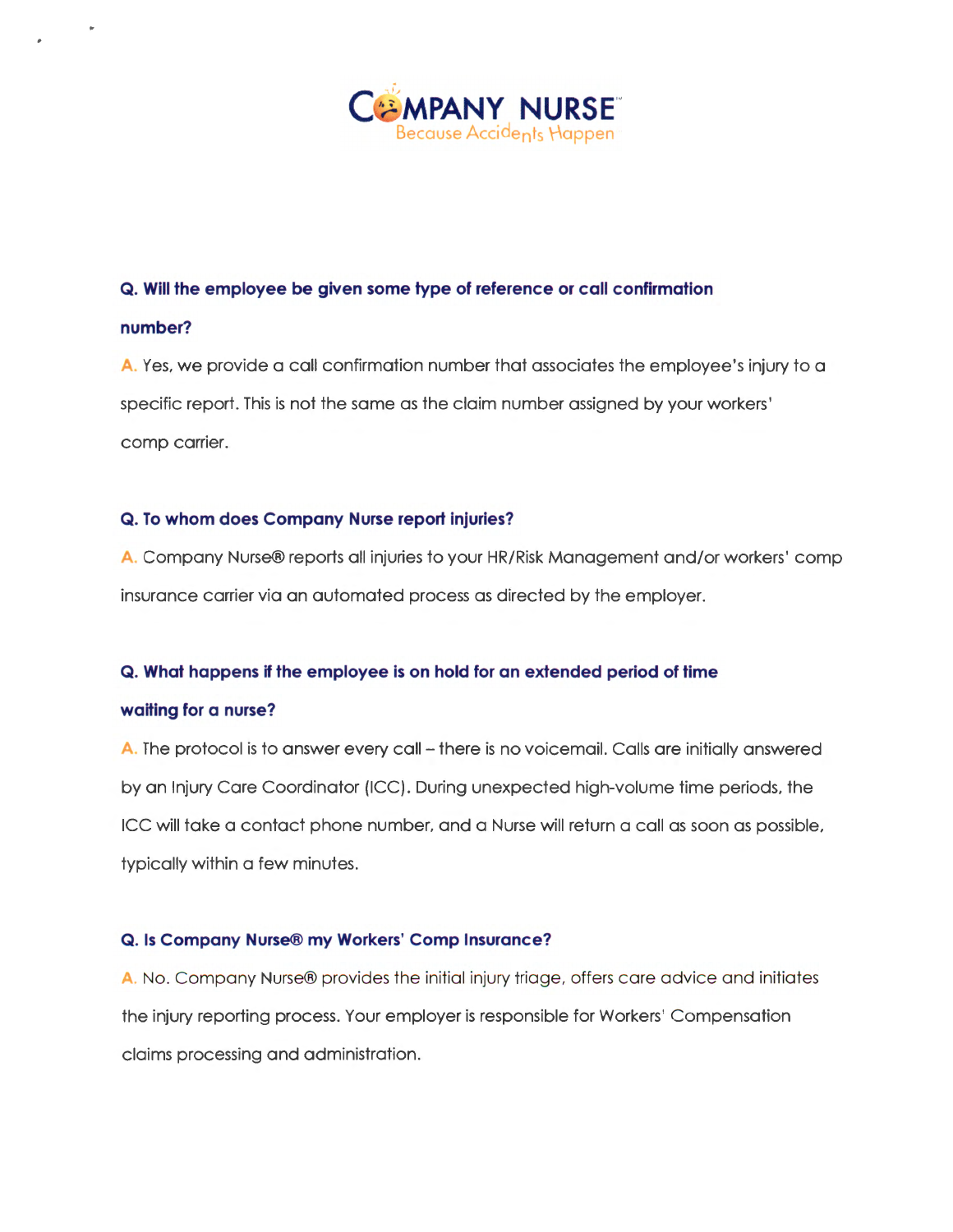**Q. Will the employee be given some type of reference or call confirmation number?**

A. Yes, we provide a call confirmation number that associates the employee's injury to a specific report. This is not the same as the claim number assigned by your workers' comp carrier.

**Q. To whom does Company Nurse report injuries?**

A. Company Nurse® reports all injuries to your HR/Risk Management and/or workers' comp insurance carrier via an automated process as directed by the employer.

**Q. What happens if the employee is on hold for an extended period of time waiting for a nurse?**

A. The protocol is to answer every call – there is no voicemail. Calls are initially answered by an Injury Care Coordinator (ICC). During unexpected high-volume time periods, the ICC will take a contact phone number, and a Nurse will return a call as soon as possible, typically within a few minutes.

**Q. Is Company Nurse® my Workers' Comp Insurance?**

A. No. Company Nurse® provides the initial injury triage, offers care advice and initiates the injury reporting process. Your employer is responsible for Workers' Compensation claims processing and administration.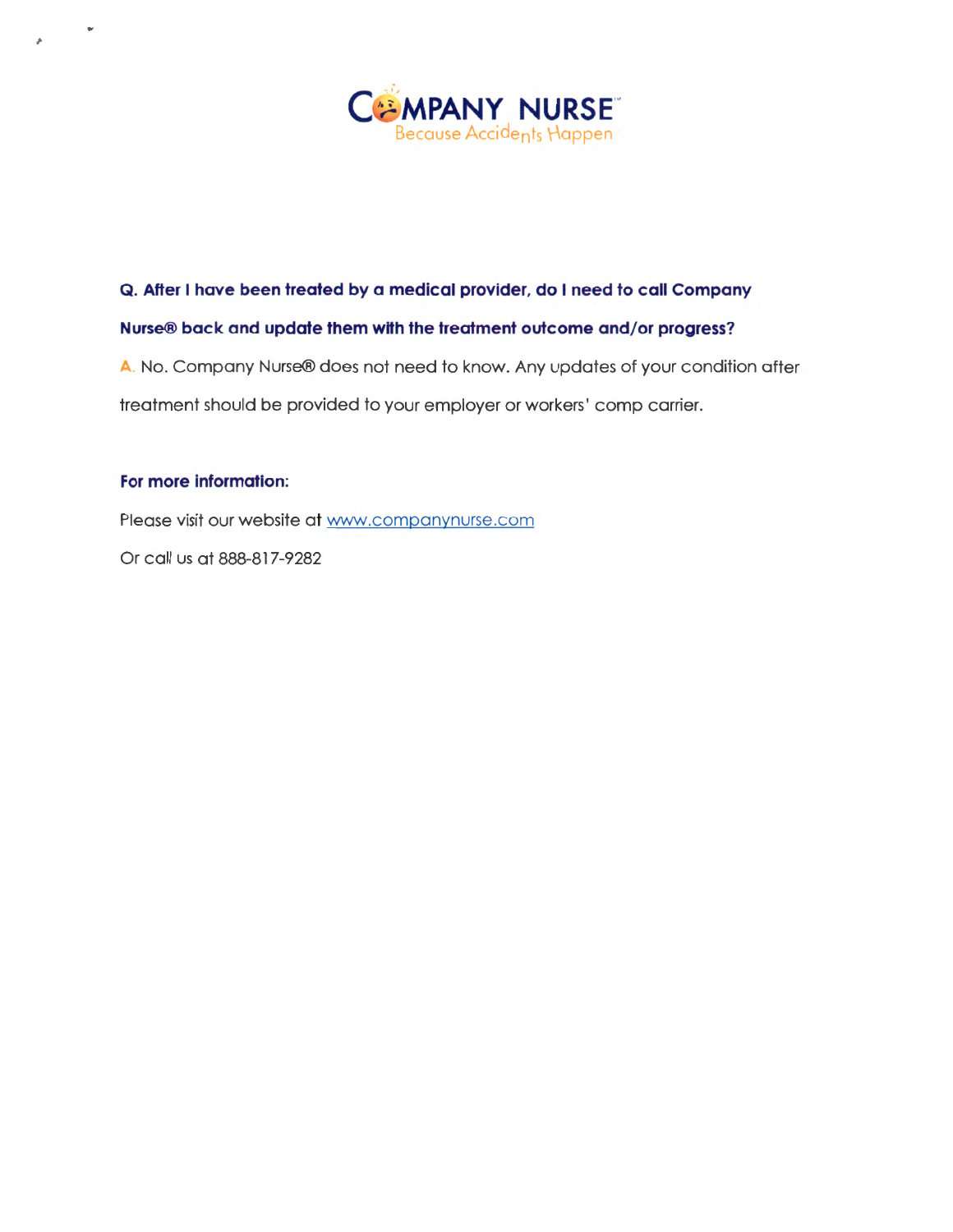COMPANY NURSE
Because Accidents Happen

**Q. After I have been treated by a medical provider, do I need to call Company Nurse® back and update them with the treatment outcome and/or progress?**

A. No. Company Nurse® does not need to know. Any updates of your condition after treatment should be provided to your employer or workers' comp carrier.

**For more information:**

Please visit our website at [www.companynurse.com](http://www.companynurse.com)

Or call us at 888-817-9282